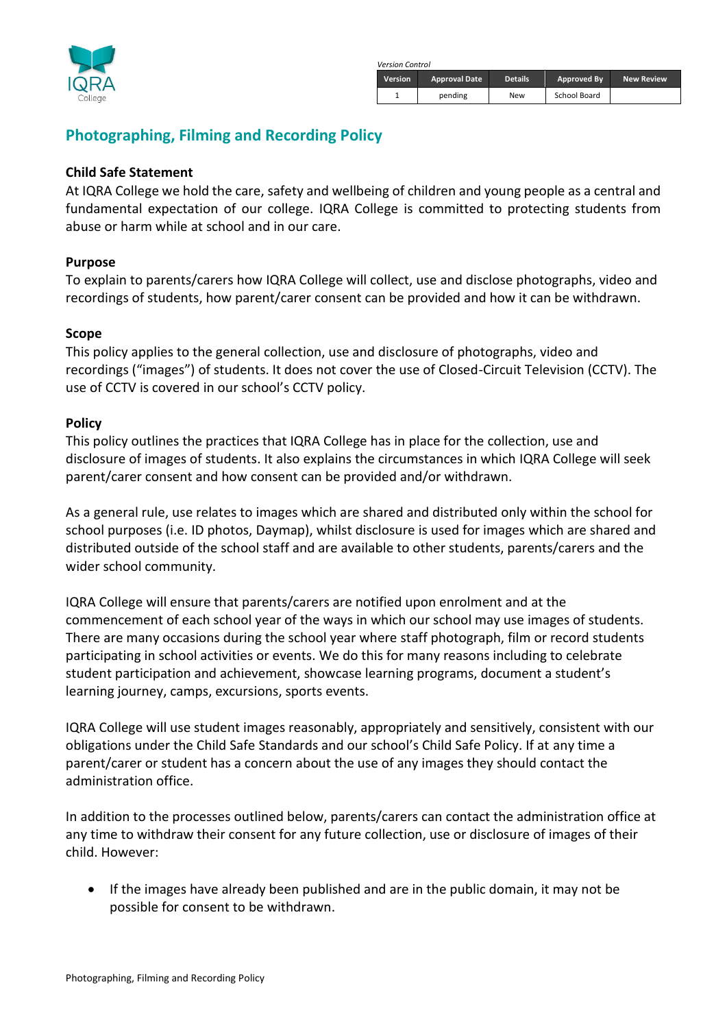*Version Control*

| Version | Approval Date | Details | Approved By | New Review |
|---|---|---|---|---|
| 1 | pending | New | School Board | |

# Photographing, Filming and Recording Policy

### Child Safe Statement

At IQRA College we hold the care, safety and wellbeing of children and young people as a central and fundamental expectation of our college. IQRA College is committed to protecting students from abuse or harm while at school and in our care.

### Purpose

To explain to parents/carers how IQRA College will collect, use and disclose photographs, video and recordings of students, how parent/carer consent can be provided and how it can be withdrawn.

### Scope

This policy applies to the general collection, use and disclosure of photographs, video and recordings ("images") of students. It does not cover the use of Closed-Circuit Television (CCTV). The use of CCTV is covered in our school's CCTV policy.

### Policy

This policy outlines the practices that IQRA College has in place for the collection, use and disclosure of images of students. It also explains the circumstances in which IQRA College will seek parent/carer consent and how consent can be provided and/or withdrawn.

As a general rule, use relates to images which are shared and distributed only within the school for school purposes (i.e. ID photos, Daymap), whilst disclosure is used for images which are shared and distributed outside of the school staff and are available to other students, parents/carers and the wider school community.

IQRA College will ensure that parents/carers are notified upon enrolment and at the commencement of each school year of the ways in which our school may use images of students. There are many occasions during the school year where staff photograph, film or record students participating in school activities or events. We do this for many reasons including to celebrate student participation and achievement, showcase learning programs, document a student's learning journey, camps, excursions, sports events.

IQRA College will use student images reasonably, appropriately and sensitively, consistent with our obligations under the Child Safe Standards and our school's Child Safe Policy. If at any time a parent/carer or student has a concern about the use of any images they should contact the administration office.

In addition to the processes outlined below, parents/carers can contact the administration office at any time to withdraw their consent for any future collection, use or disclosure of images of their child. However:

- If the images have already been published and are in the public domain, it may not be possible for consent to be withdrawn.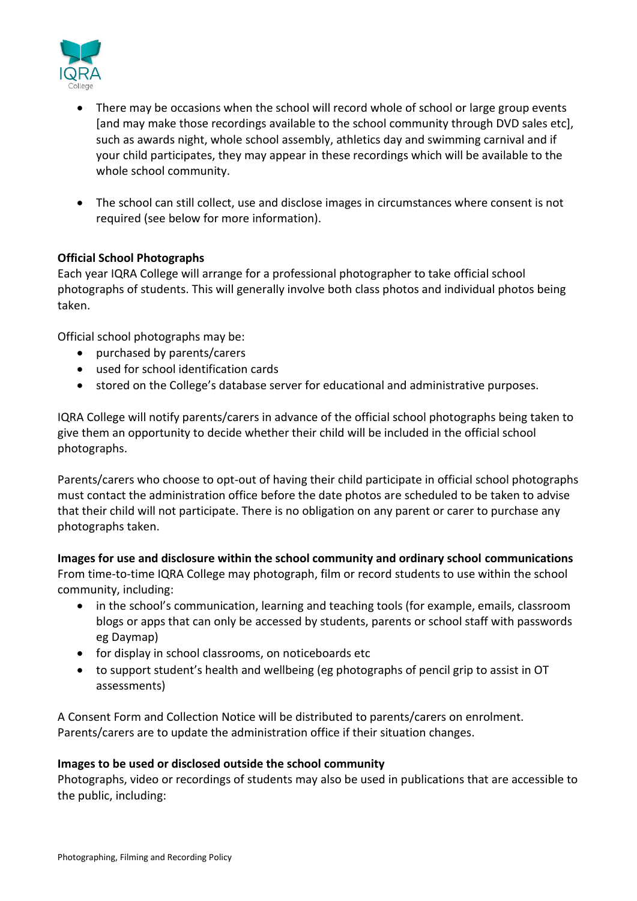- There may be occasions when the school will record whole of school or large group events [and may make those recordings available to the school community through DVD sales etc], such as awards night, whole school assembly, athletics day and swimming carnival and if your child participates, they may appear in these recordings which will be available to the whole school community.

- The school can still collect, use and disclose images in circumstances where consent is not required (see below for more information).

**Official School Photographs**

Each year IQRA College will arrange for a professional photographer to take official school photographs of students. This will generally involve both class photos and individual photos being taken.

Official school photographs may be:

- purchased by parents/carers
- used for school identification cards
- stored on the College's database server for educational and administrative purposes.

IQRA College will notify parents/carers in advance of the official school photographs being taken to give them an opportunity to decide whether their child will be included in the official school photographs.

Parents/carers who choose to opt-out of having their child participate in official school photographs must contact the administration office before the date photos are scheduled to be taken to advise that their child will not participate. There is no obligation on any parent or carer to purchase any photographs taken.

**Images for use and disclosure within the school community and ordinary school communications**

From time-to-time IQRA College may photograph, film or record students to use within the school community, including:

- in the school's communication, learning and teaching tools (for example, emails, classroom blogs or apps that can only be accessed by students, parents or school staff with passwords eg Daymap)
- for display in school classrooms, on noticeboards etc
- to support student's health and wellbeing (eg photographs of pencil grip to assist in OT assessments)

A Consent Form and Collection Notice will be distributed to parents/carers on enrolment. Parents/carers are to update the administration office if their situation changes.

**Images to be used or disclosed outside the school community**

Photographs, video or recordings of students may also be used in publications that are accessible to the public, including: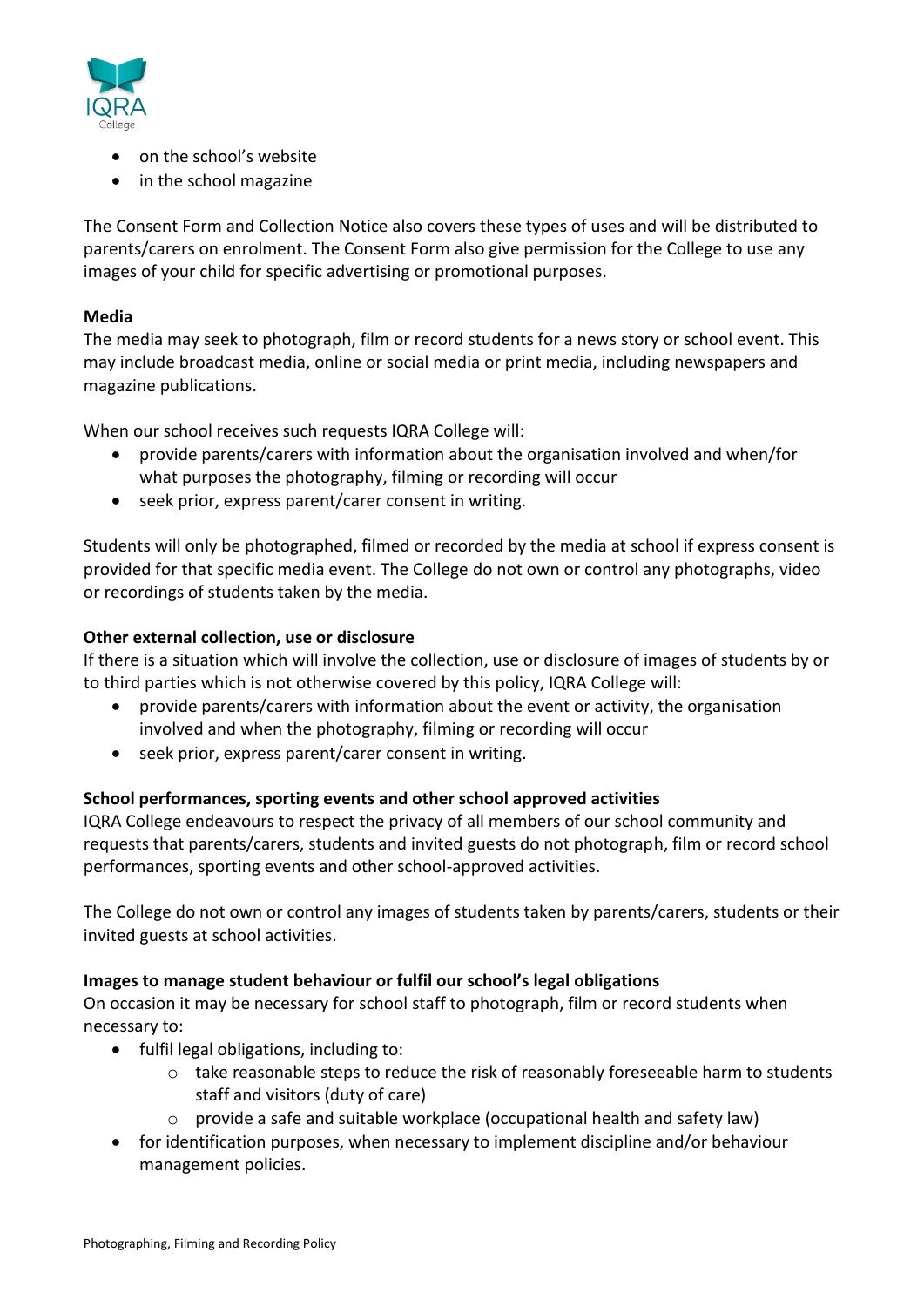- on the school's website
- in the school magazine

The Consent Form and Collection Notice also covers these types of uses and will be distributed to parents/carers on enrolment. The Consent Form also give permission for the College to use any images of your child for specific advertising or promotional purposes.

**Media**

The media may seek to photograph, film or record students for a news story or school event. This may include broadcast media, online or social media or print media, including newspapers and magazine publications.

When our school receives such requests IQRA College will:

- provide parents/carers with information about the organisation involved and when/for what purposes the photography, filming or recording will occur
- seek prior, express parent/carer consent in writing.

Students will only be photographed, filmed or recorded by the media at school if express consent is provided for that specific media event. The College do not own or control any photographs, video or recordings of students taken by the media.

**Other external collection, use or disclosure**

If there is a situation which will involve the collection, use or disclosure of images of students by or to third parties which is not otherwise covered by this policy, IQRA College will:

- provide parents/carers with information about the event or activity, the organisation involved and when the photography, filming or recording will occur
- seek prior, express parent/carer consent in writing.

**School performances, sporting events and other school approved activities**

IQRA College endeavours to respect the privacy of all members of our school community and requests that parents/carers, students and invited guests do not photograph, film or record school performances, sporting events and other school-approved activities.

The College do not own or control any images of students taken by parents/carers, students or their invited guests at school activities.

**Images to manage student behaviour or fulfil our school's legal obligations**

On occasion it may be necessary for school staff to photograph, film or record students when necessary to:

- fulfil legal obligations, including to:
  - take reasonable steps to reduce the risk of reasonably foreseeable harm to students staff and visitors (duty of care)
  - provide a safe and suitable workplace (occupational health and safety law)
- for identification purposes, when necessary to implement discipline and/or behaviour management policies.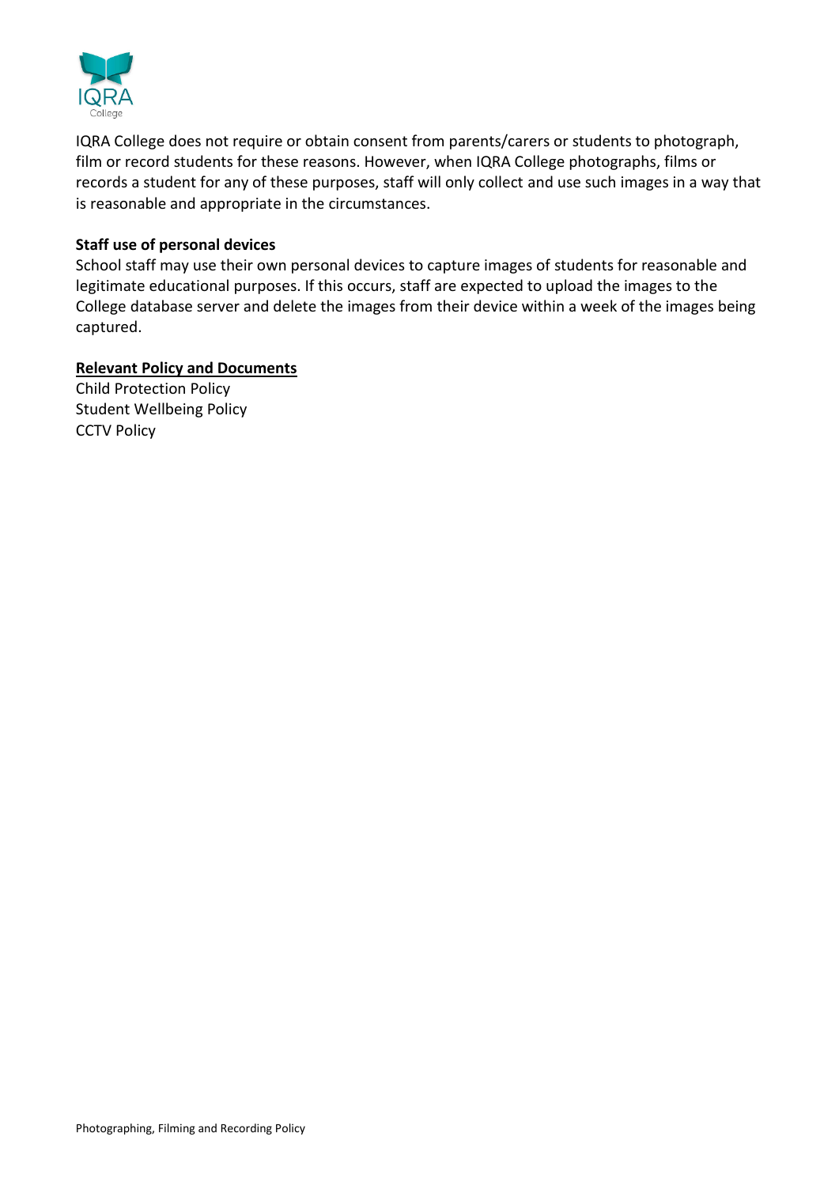IQRA College does not require or obtain consent from parents/carers or students to photograph, film or record students for these reasons. However, when IQRA College photographs, films or records a student for any of these purposes, staff will only collect and use such images in a way that is reasonable and appropriate in the circumstances.

**Staff use of personal devices**

School staff may use their own personal devices to capture images of students for reasonable and legitimate educational purposes. If this occurs, staff are expected to upload the images to the College database server and delete the images from their device within a week of the images being captured.

**Relevant Policy and Documents**

Child Protection Policy
Student Wellbeing Policy
CCTV Policy